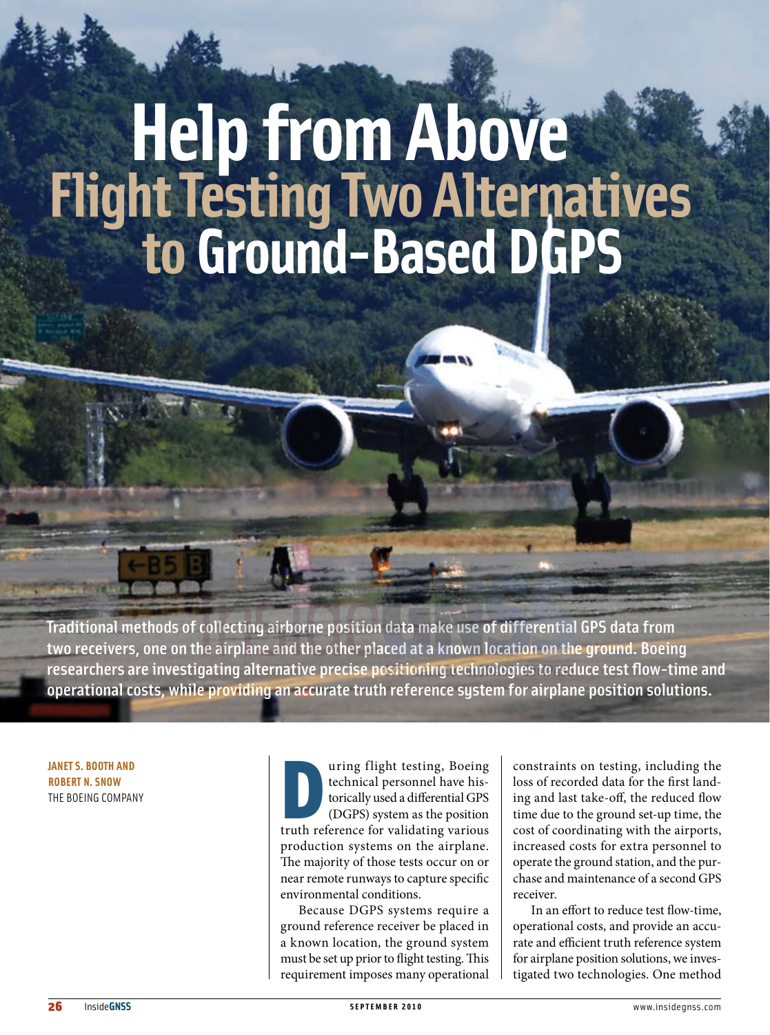# Help from Above

## Flight Testing Two Alternatives to Ground-Based DGPS

**Traditional methods of collecting airborne position data make use of differential GPS data from two receivers, one on the airplane and the other placed at a known location on the ground. Boeing researchers are investigating alternative precise positioning technologies to reduce test flow-time and operational costs, while providing an accurate truth reference system for airplane position solutions.**

**JANET S. BOOTH AND ROBERT N. SNOW**
THE BOEING COMPANY

During flight testing, Boeing technical personnel have historically used a differential GPS (DGPS) system as the position truth reference for validating various production systems on the airplane. The majority of those tests occur on or near remote runways to capture specific environmental conditions.

Because DGPS systems require a ground reference receiver be placed in a known location, the ground system must be set up prior to flight testing. This requirement imposes many operational constraints on testing, including the loss of recorded data for the first landing and last take-off, the reduced flow time due to the ground set-up time, the cost of coordinating with the airports, increased costs for extra personnel to operate the ground station, and the purchase and maintenance of a second GPS receiver.

In an effort to reduce test flow-time, operational costs, and provide an accurate and efficient truth reference system for airplane position solutions, we investigated two technologies. One method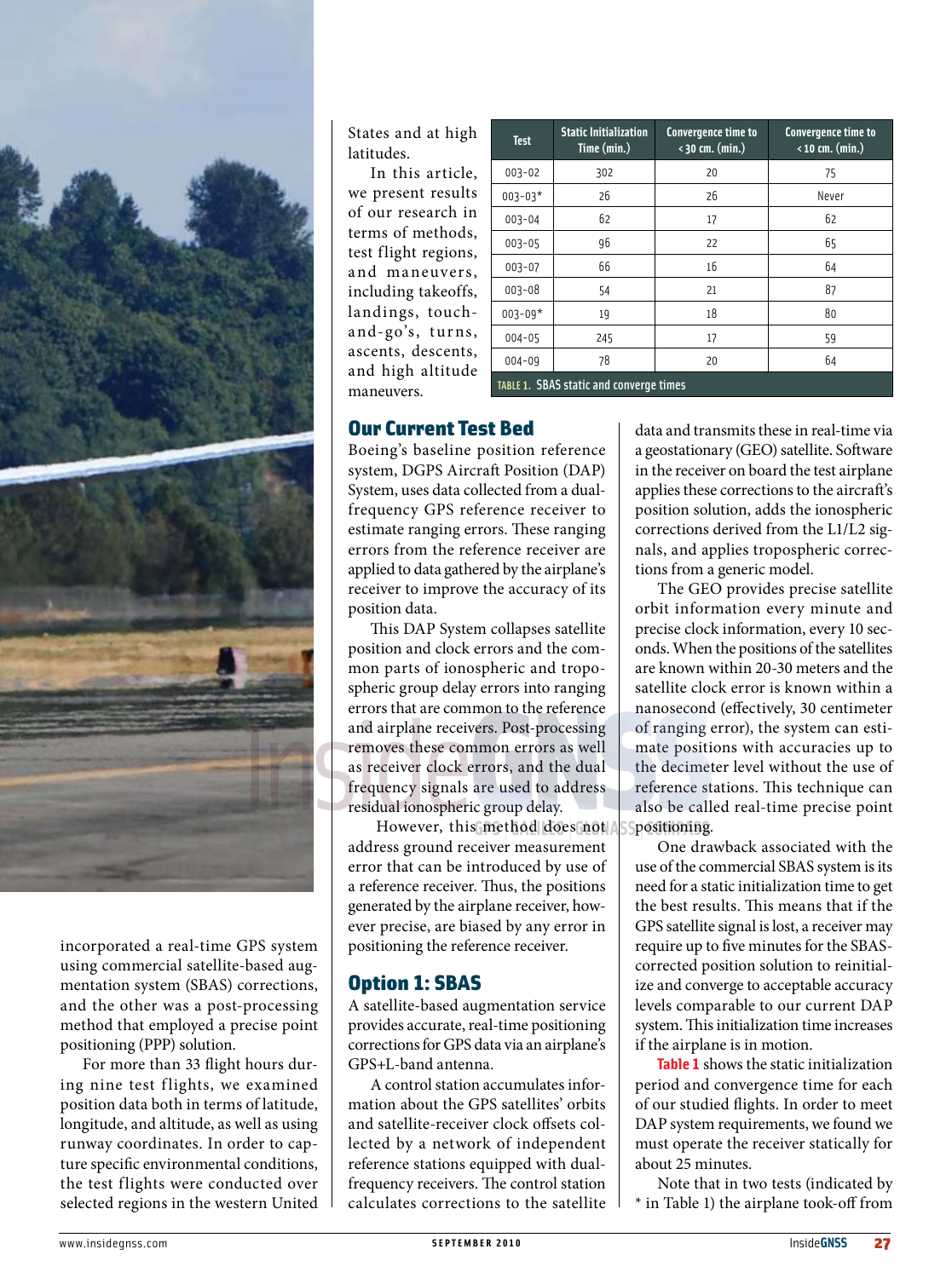incorporated a real-time GPS system using commercial satellite-based augmentation system (SBAS) corrections, and the other was a post-processing method that employed a precise point positioning (PPP) solution.

For more than 33 flight hours during nine test flights, we examined position data both in terms of latitude, longitude, and altitude, as well as using runway coordinates. In order to capture specific environmental conditions, the test flights were conducted over selected regions in the western United States and at high latitudes.

In this article, we present results of our research in terms of methods, test flight regions, and maneuvers, including takeoffs, landings, touch-and-go's, turns, ascents, descents, and high altitude maneuvers.

| Test | Static Initialization Time (min.) | Convergence time to < 30 cm. (min.) | Convergence time to < 10 cm. (min.) |
|---|---|---|---|
| 003-02 | 302 | 20 | 75 |
| 003-03* | 26 | 26 | Never |
| 003-04 | 62 | 17 | 62 |
| 003-05 | 96 | 22 | 65 |
| 003-07 | 66 | 16 | 64 |
| 003-08 | 54 | 21 | 87 |
| 003-09* | 19 | 18 | 80 |
| 004-05 | 245 | 17 | 59 |
| 004-09 | 78 | 20 | 64 |

TABLE 1. SBAS static and converge times

## Our Current Test Bed

Boeing's baseline position reference system, DGPS Aircraft Position (DAP) System, uses data collected from a dual-frequency GPS reference receiver to estimate ranging errors. These ranging errors from the reference receiver are applied to data gathered by the airplane's receiver to improve the accuracy of its position data.

This DAP System collapses satellite position and clock errors and the common parts of ionospheric and tropospheric group delay errors into ranging errors that are common to the reference and airplane receivers. Post-processing removes these common errors as well as receiver clock errors, and the dual frequency signals are used to address residual ionospheric group delay.

However, this method does not address ground receiver measurement error that can be introduced by use of a reference receiver. Thus, the positions generated by the airplane receiver, however precise, are biased by any error in positioning the reference receiver.

## Option 1: SBAS

A satellite-based augmentation service provides accurate, real-time positioning corrections for GPS data via an airplane's GPS+L-band antenna.

A control station accumulates information about the GPS satellites' orbits and satellite-receiver clock offsets collected by a network of independent reference stations equipped with dual-frequency receivers. The control station calculates corrections to the satellite data and transmits these in real-time via a geostationary (GEO) satellite. Software in the receiver on board the test airplane applies these corrections to the aircraft's position solution, adds the ionospheric corrections derived from the L1/L2 signals, and applies tropospheric corrections from a generic model.

The GEO provides precise satellite orbit information every minute and precise clock information, every 10 seconds. When the positions of the satellites are known within 20-30 meters and the satellite clock error is known within a nanosecond (effectively, 30 centimeter of ranging error), the system can estimate positions with accuracies up to the decimeter level without the use of reference stations. This technique can also be called real-time precise point positioning.

One drawback associated with the use of the commercial SBAS system is its need for a static initialization time to get the best results. This means that if the GPS satellite signal is lost, a receiver may require up to five minutes for the SBAS-corrected position solution to reinitialize and converge to acceptable accuracy levels comparable to our current DAP system. This initialization time increases if the airplane is in motion.

Table 1 shows the static initialization period and convergence time for each of our studied flights. In order to meet DAP system requirements, we found we must operate the receiver statically for about 25 minutes.

Note that in two tests (indicated by * in Table 1) the airplane took-off from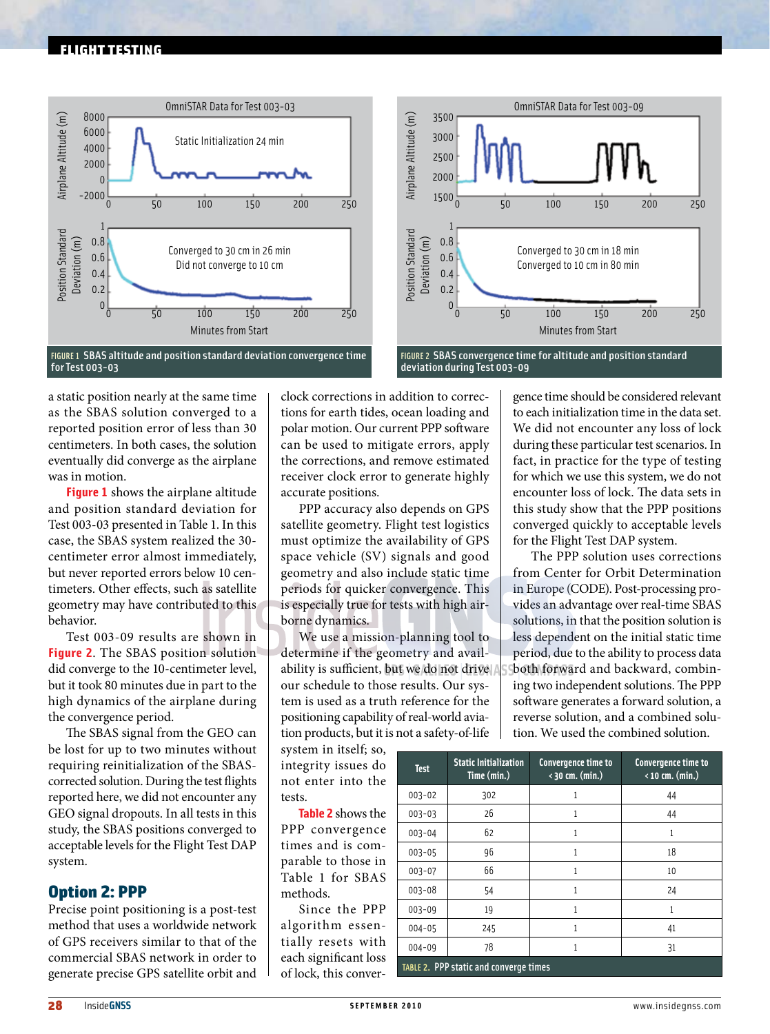FIGURE 1 SBAS altitude and position standard deviation convergence time for Test 003-03

FIGURE 2 SBAS convergence time for altitude and position standard deviation during Test 003-09

a static position nearly at the same time as the SBAS solution converged to a reported position error of less than 30 centimeters. In both cases, the solution eventually did converge as the airplane was in motion.

**Figure 1** shows the airplane altitude and position standard deviation for Test 003-03 presented in Table 1. In this case, the SBAS system realized the 30-centimeter error almost immediately, but never reported errors below 10 centimeters. Other effects, such as satellite geometry may have contributed to this behavior.

Test 003-09 results are shown in **Figure 2**. The SBAS position solution did converge to the 10-centimeter level, but it took 80 minutes due in part to the high dynamics of the airplane during the convergence period.

The SBAS signal from the GEO can be lost for up to two minutes without requiring reinitialization of the SBAS-corrected solution. During the test flights reported here, we did not encounter any GEO signal dropouts. In all tests in this study, the SBAS positions converged to acceptable levels for the Flight Test DAP system.

## Option 2: PPP

Precise point positioning is a post-test method that uses a worldwide network of GPS receivers similar to that of the commercial SBAS network in order to generate precise GPS satellite orbit and clock corrections in addition to corrections for earth tides, ocean loading and polar motion. Our current PPP software can be used to mitigate errors, apply the corrections, and remove estimated receiver clock error to generate highly accurate positions.

PPP accuracy also depends on GPS satellite geometry. Flight test logistics must optimize the availability of GPS space vehicle (SV) signals and good geometry and also include static time periods for quicker convergence. This is especially true for tests with high airborne dynamics.

We use a mission-planning tool to determine if the geometry and availability is sufficient, but we do not drive our schedule to those results. Our system is used as a truth reference for the positioning capability of real-world aviation products, but it is not a safety-of-life system in itself; so, integrity issues do not enter into the tests.

**Table 2** shows the PPP convergence times and is comparable to those in Table 1 for SBAS methods.

Since the PPP algorithm essentially resets with each significant loss of lock, this convergence time should be considered relevant to each initialization time in the data set. We did not encounter any loss of lock during these particular test scenarios. In fact, in practice for the type of testing for which we use this system, we do not encounter loss of lock. The data sets in this study show that the PPP positions converged quickly to acceptable levels for the Flight Test DAP system.

The PPP solution uses corrections from Center for Orbit Determination in Europe (CODE). Post-processing provides an advantage over real-time SBAS solutions, in that the position solution is less dependent on the initial static time period, due to the ability to process data both forward and backward, combining two independent solutions. The PPP software generates a forward solution, a reverse solution, and a combined solution. We used the combined solution.

| Test | Static Initialization Time (min.) | Convergence time to < 30 cm. (min.) | Convergence time to < 10 cm. (min.) |
|---|---|---|---|
| 003-02 | 302 | 1 | 44 |
| 003-03 | 26 | 1 | 44 |
| 003-04 | 62 | 1 | 1 |
| 003-05 | 96 | 1 | 18 |
| 003-07 | 66 | 1 | 10 |
| 003-08 | 54 | 1 | 24 |
| 003-09 | 19 | 1 | 1 |
| 004-05 | 245 | 1 | 41 |
| 004-09 | 78 | 1 | 31 |

TABLE 2. PPP static and converge times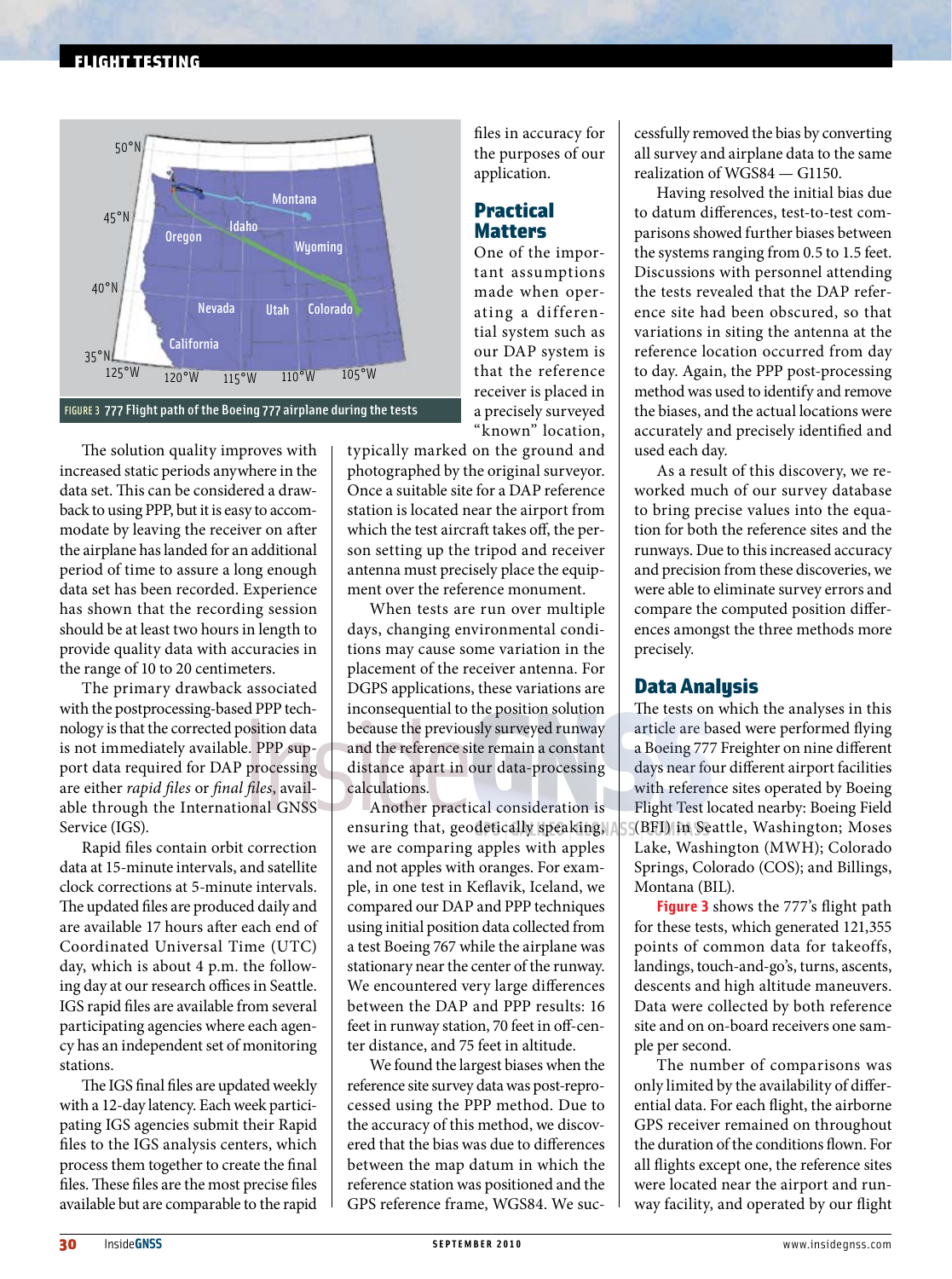FIGURE 3 777 Flight path of the Boeing 777 airplane during the tests

The solution quality improves with increased static periods anywhere in the data set. This can be considered a drawback to using PPP, but it is easy to accommodate by leaving the receiver on after the airplane has landed for an additional period of time to assure a long enough data set has been recorded. Experience has shown that the recording session should be at least two hours in length to provide quality data with accuracies in the range of 10 to 20 centimeters.

The primary drawback associated with the postprocessing-based PPP technology is that the corrected position data is not immediately available. PPP support data required for DAP processing are either *rapid files* or *final files*, available through the International GNSS Service (IGS).

Rapid files contain orbit correction data at 15-minute intervals, and satellite clock corrections at 5-minute intervals. The updated files are produced daily and are available 17 hours after each end of Coordinated Universal Time (UTC) day, which is about 4 p.m. the following day at our research offices in Seattle. IGS rapid files are available from several participating agencies where each agency has an independent set of monitoring stations.

The IGS final files are updated weekly with a 12-day latency. Each week participating IGS agencies submit their Rapid files to the IGS analysis centers, which process them together to create the final files. These files are the most precise files available but are comparable to the rapid files in accuracy for the purposes of our application.

## Practical Matters

One of the important assumptions made when operating a differential system such as our DAP system is that the reference receiver is placed in a precisely surveyed "known" location, typically marked on the ground and photographed by the original surveyor. Once a suitable site for a DAP reference station is located near the airport from which the test aircraft takes off, the person setting up the tripod and receiver antenna must precisely place the equipment over the reference monument.

When tests are run over multiple days, changing environmental conditions may cause some variation in the placement of the receiver antenna. For DGPS applications, these variations are inconsequential to the position solution because the previously surveyed runway and the reference site remain a constant distance apart in our data-processing calculations.

Another practical consideration is ensuring that, geodetically speaking, we are comparing apples with apples and not apples with oranges. For example, in one test in Keflavik, Iceland, we compared our DAP and PPP techniques using initial position data collected from a test Boeing 767 while the airplane was stationary near the center of the runway. We encountered very large differences between the DAP and PPP results: 16 feet in runway station, 70 feet in off-center distance, and 75 feet in altitude.

We found the largest biases when the reference site survey data was post-reprocessed using the PPP method. Due to the accuracy of this method, we discovered that the bias was due to differences between the map datum in which the reference station was positioned and the GPS reference frame, WGS84. We successfully removed the bias by converting all survey and airplane data to the same realization of WGS84 — G1150.

Having resolved the initial bias due to datum differences, test-to-test comparisons showed further biases between the systems ranging from 0.5 to 1.5 feet. Discussions with personnel attending the tests revealed that the DAP reference site had been obscured, so that variations in siting the antenna at the reference location occurred from day to day. Again, the PPP post-processing method was used to identify and remove the biases, and the actual locations were accurately and precisely identified and used each day.

As a result of this discovery, we reworked much of our survey database to bring precise values into the equation for both the reference sites and the runways. Due to this increased accuracy and precision from these discoveries, we were able to eliminate survey errors and compare the computed position differences amongst the three methods more precisely.

## Data Analysis

The tests on which the analyses in this article are based were performed flying a Boeing 777 Freighter on nine different days near four different airport facilities with reference sites operated by Boeing Flight Test located nearby: Boeing Field (BFI) in Seattle, Washington; Moses Lake, Washington (MWH); Colorado Springs, Colorado (COS); and Billings, Montana (BIL).

**Figure 3** shows the 777's flight path for these tests, which generated 121,355 points of common data for takeoffs, landings, touch-and-go's, turns, ascents, descents and high altitude maneuvers. Data were collected by both reference site and on on-board receivers one sample per second.

The number of comparisons was only limited by the availability of differential data. For each flight, the airborne GPS receiver remained on throughout the duration of the conditions flown. For all flights except one, the reference sites were located near the airport and runway facility, and operated by our flight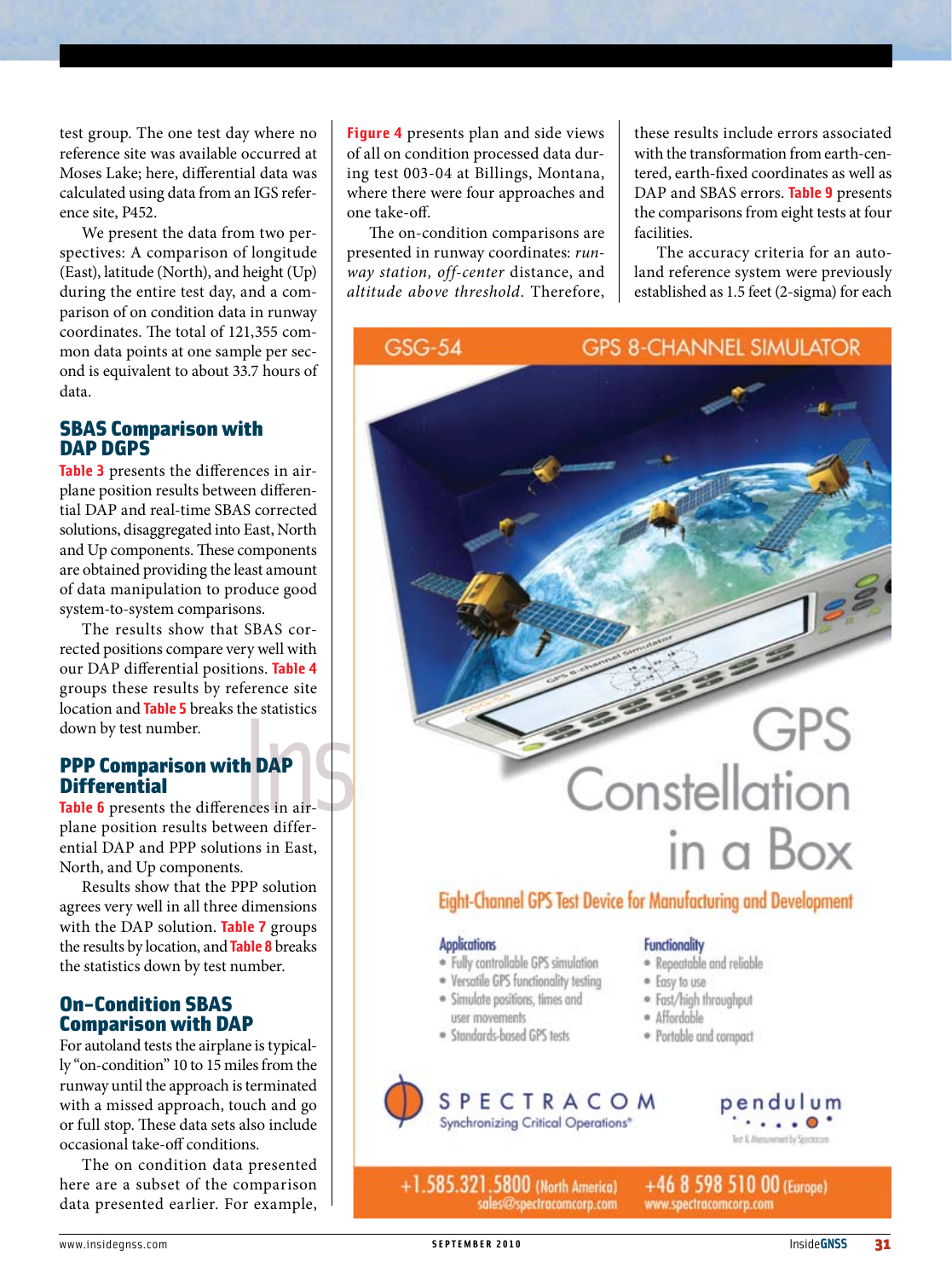test group. The one test day where no reference site was available occurred at Moses Lake; here, differential data was calculated using data from an IGS reference site, P452.

We present the data from two perspectives: A comparison of longitude (East), latitude (North), and height (Up) during the entire test day, and a comparison of on condition data in runway coordinates. The total of 121,355 common data points at one sample per second is equivalent to about 33.7 hours of data.

## SBAS Comparison with DAP DGPS

**Table 3** presents the differences in airplane position results between differential DAP and real-time SBAS corrected solutions, disaggregated into East, North and Up components. These components are obtained providing the least amount of data manipulation to produce good system-to-system comparisons.

The results show that SBAS corrected positions compare very well with our DAP differential positions. **Table 4** groups these results by reference site location and **Table 5** breaks the statistics down by test number.

## PPP Comparison with DAP Differential

**Table 6** presents the differences in airplane position results between differential DAP and PPP solutions in East, North, and Up components.

Results show that the PPP solution agrees very well in all three dimensions with the DAP solution. **Table 7** groups the results by location, and **Table 8** breaks the statistics down by test number.

## On-Condition SBAS Comparison with DAP

For autoland tests the airplane is typically "on-condition" 10 to 15 miles from the runway until the approach is terminated with a missed approach, touch and go or full stop. These data sets also include occasional take-off conditions.

The on condition data presented here are a subset of the comparison data presented earlier. For example, **Figure 4** presents plan and side views of all on condition processed data during test 003-04 at Billings, Montana, where there were four approaches and one take-off.

The on-condition comparisons are presented in runway coordinates: *runway station, off-center* distance, and *altitude above threshold*. Therefore, these results include errors associated with the transformation from earth-centered, earth-fixed coordinates as well as DAP and SBAS errors. **Table 9** presents the comparisons from eight tests at four facilities.

The accuracy criteria for an autoland reference system were previously established as 1.5 feet (2-sigma) for each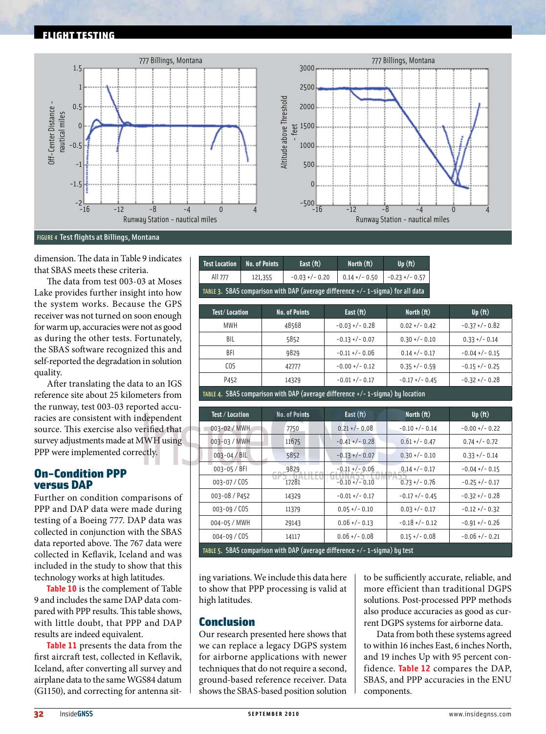FIGURE 4 Test flights at Billings, Montana

dimension. The data in Table 9 indicates that SBAS meets these criteria.

The data from test 003-03 at Moses Lake provides further insight into how the system works. Because the GPS receiver was not turned on soon enough for warm up, accuracies were not as good as during the other tests. Fortunately, the SBAS software recognized this and self-reported the degradation in solution quality.

After translating the data to an IGS reference site about 25 kilometers from the runway, test 003-03 reported accuracies are consistent with independent source. This exercise also verified that survey adjustments made at MWH using PPP were implemented correctly.

## On-Condition PPP versus DAP

Further on condition comparisons of PPP and DAP data were made during testing of a Boeing 777. DAP data was collected in conjunction with the SBAS data reported above. The 767 data were collected in Keflavik, Iceland and was included in the study to show that this technology works at high latitudes.

Table 10 is the complement of Table 9 and includes the same DAP data compared with PPP results. This table shows, with little doubt, that PPP and DAP results are indeed equivalent.

Table 11 presents the data from the first aircraft test, collected in Keflavik, Iceland, after converting all survey and airplane data to the same WGS84 datum (G1150), and correcting for antenna siting variations. We include this data here to show that PPP processing is valid at high latitudes.

| Test Location | No. of Points | East (ft) | North (ft) | Up (ft) |
|---|---|---|---|---|
| All 777 | 121,355 | -0.03 +/- 0.20 | 0.14 +/- 0.50 | -0.23 +/- 0.57 |

TABLE 3. SBAS comparison with DAP (average difference +/- 1-sigma) for all data

| Test/ Location | No. of Points | East (ft) | North (ft) | Up (ft) |
|---|---|---|---|---|
| MWH | 48568 | -0.03 +/- 0.28 | 0.02 +/- 0.42 | -0.37 +/- 0.82 |
| BIL | 5852 | -0.13 +/- 0.07 | 0.30 +/- 0.10 | 0.33 +/- 0.14 |
| BFI | 9829 | -0.11 +/- 0.06 | 0.14 +/- 0.17 | -0.04 +/- 0.15 |
| COS | 42777 | -0.00 +/- 0.12 | 0.35 +/- 0.59 | -0.15 +/- 0.25 |
| P452 | 14329 | -0.01 +/- 0.17 | -0.17 +/- 0.45 | -0.32 +/- 0.28 |

TABLE 4. SBAS comparison with DAP (average difference +/- 1-sigma) by location

| Test / Location | No. of Points | East (ft) | North (ft) | Up (ft) |
|---|---|---|---|---|
| 003-02 / MWH | 7750 | 0.21 +/- 0.08 | -0.10 +/- 0.14 | -0.00 +/- 0.22 |
| 003-03 / MWH | 11675 | -0.41 +/- 0.28 | 0.61 +/- 0.47 | 0.74 +/- 0.72 |
| 003-04 / BIL | 5852 | -0.13 +/- 0.07 | 0.30 +/- 0.10 | 0.33 +/- 0.14 |
| 003-05 / BFI | 9829 | -0.11 +/- 0.06 | 0.14 +/- 0.17 | -0.04 +/- 0.15 |
| 003-07 / COS | 17281 | -0.10 +/- 0.10 | 0.73 +/- 0.76 | -0.25 +/- 0.17 |
| 003-08 / P452 | 14329 | -0.01 +/- 0.17 | -0.17 +/- 0.45 | -0.32 +/- 0.28 |
| 003-09 / COS | 11379 | 0.05 +/- 0.10 | 0.03 +/- 0.17 | -0.12 +/- 0.32 |
| 004-05 / MWH | 29143 | 0.06 +/- 0.13 | -0.18 +/- 0.12 | -0.91 +/- 0.26 |
| 004-09 / COS | 14117 | 0.06 +/- 0.08 | 0.15 +/- 0.08 | -0.06 +/- 0.21 |

TABLE 5. SBAS comparison with DAP (average difference +/- 1-sigma) by test

## Conclusion

Our research presented here shows that we can replace a legacy DGPS system for airborne applications with newer techniques that do not require a second, ground-based reference receiver. Data shows the SBAS-based position solution to be sufficiently accurate, reliable, and more efficient than traditional DGPS solutions. Post-processed PPP methods also produce accuracies as good as current DGPS systems for airborne data.

Data from both these systems agreed to within 16 inches East, 6 inches North, and 19 inches Up with 95 percent confidence. Table 12 compares the DAP, SBAS, and PPP accuracies in the ENU components.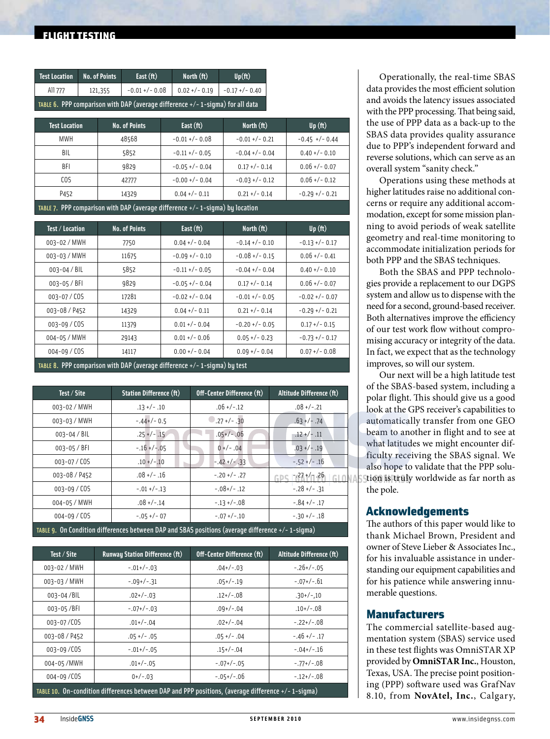| Test Location | No. of Points | East (ft) | North (ft) | Up(ft) |
|---|---|---|---|---|
| All 777 | 121,355 | -0.01 +/- 0.08 | 0.02 +/- 0.19 | -0.17 +/- 0.40 |

TABLE 6. PPP comparison with DAP (average difference +/- 1-sigma) for all data

| Test Location | No. of Points | East (ft) | North (ft) | Up (ft) |
|---|---|---|---|---|
| MWH | 48568 | -0.01 +/- 0.08 | -0.01 +/- 0.21 | -0.45 +/- 0.44 |
| BIL | 5852 | -0.11 +/- 0.05 | -0.04 +/- 0.04 | 0.40 +/- 0.10 |
| BFI | 9829 | -0.05 +/- 0.04 | 0.17 +/- 0.14 | 0.06 +/- 0.07 |
| COS | 42777 | -0.00 +/- 0.04 | -0.03 +/- 0.12 | 0.06 +/- 0.12 |
| P452 | 14329 | 0.04 +/- 0.11 | 0.21 +/- 0.14 | -0.29 +/- 0.21 |

TABLE 7. PPP comparison with DAP (average difference +/- 1-sigma) by location

| Test / Location | No. of Points | East (ft) | North (ft) | Up (ft) |
|---|---|---|---|---|
| 003-02 / MWH | 7750 | 0.04 +/- 0.04 | -0.14 +/- 0.10 | -0.13 +/- 0.17 |
| 003-03 / MWH | 11675 | -0.09 +/- 0.10 | -0.08 +/- 0.15 | 0.06 +/- 0.41 |
| 003-04 / BIL | 5852 | -0.11 +/- 0.05 | -0.04 +/- 0.04 | 0.40 +/- 0.10 |
| 003-05 / BFI | 9829 | -0.05 +/- 0.04 | 0.17 +/- 0.14 | 0.06 +/- 0.07 |
| 003-07 / COS | 17281 | -0.02 +/- 0.04 | -0.01 +/- 0.05 | -0.02 +/- 0.07 |
| 003-08 / P452 | 14329 | 0.04 +/- 0.11 | 0.21 +/- 0.14 | -0.29 +/- 0.21 |
| 003-09 / COS | 11379 | 0.01 +/- 0.04 | -0.20 +/- 0.05 | 0.17 +/- 0.15 |
| 004-05 / MWH | 29143 | 0.01 +/- 0.06 | 0.05 +/- 0.23 | -0.73 +/- 0.17 |
| 004-09 / COS | 14117 | 0.00 +/- 0.04 | 0.09 +/- 0.04 | 0.07 +/- 0.08 |

TABLE 8. PPP comparison with DAP (average difference +/- 1-sigma) by test

| Test / Site | Station Difference (ft) | Off-Center Difference (ft) | Altitude Difference (ft) |
|---|---|---|---|
| 003-02 / MWH | .13 +/- .10 | .06 +/-.12 | .08 +/-.21 |
| 003-03 / MWH | -.44+/- 0.5 | .27 +/- .30 | .63 +/- .74 |
| 003-04 / BIL | .25 +/- .15 | .05+/- .06 | .12 +/- .11 |
| 003-05 / BFI | -.16 +/-.05 | 0 +/- .04 | .03 +/- .19 |
| 003-07 / COS | .10 +/-.10 | -.42 +/- .33 | -.52 +/- .16 |
| 003-08 / P452 | .08 +/- .16 | -.20 +/- .27 | -.27 +/- .26 |
| 003-09 / COS | -.01 +/-.13 | -.08+/- .12 | -.28 +/- .31 |
| 004-05 / MWH | .08 +/-.14 | -.13 +/-.08 | -.84 +/- .17 |
| 004-09 / COS | -.05 +/- 07 | -.07 +/-.10 | -.30 +/- .18 |

TABLE 9. On Condition differences between DAP and SBAS positions (average difference +/- 1-sigma)

| Test / Site | Runway Station Difference (ft) | Off-Center Difference (ft) | Altitude Difference (ft) |
|---|---|---|---|
| 003-02 / MWH | -.01+/-.03 | .04+/-.03 | -.26+/-.05 |
| 003-03 / MWH | -.09+/-.31 | .05+/-.19 | -.07+/-.61 |
| 003-04 /BIL | .02+/-.03 | .12+/-.08 | .30+/-,10 |
| 003-05 /BFI | -.07+/-.03 | .09+/-.04 | .10+/-.08 |
| 003-07 /COS | .01+/-.04 | .02+/-.04 | -.22+/-.08 |
| 003-08 / P452 | .05 +/- .05 | .05 +/- .04 | -.46 +/- .17 |
| 003-09 /COS | -.01+/-.05 | .15+/-.04 | -.04+/-.16 |
| 004-05 /MWH | .01+/-.05 | -.07+/-.05 | -.77+/-.08 |
| 004-09 /COS | 0+/-.03 | -.05+/-.06 | -.12+/-.08 |

TABLE 10. On-condition differences between DAP and PPP positions, (average difference +/- 1-sigma)

Operationally, the real-time SBAS data provides the most efficient solution and avoids the latency issues associated with the PPP processing. That being said, the use of PPP data as a back-up to the SBAS data provides quality assurance due to PPP's independent forward and reverse solutions, which can serve as an overall system "sanity check."

Operations using these methods at higher latitudes raise no additional concerns or require any additional accommodation, except for some mission planning to avoid periods of weak satellite geometry and real-time monitoring to accommodate initialization periods for both PPP and the SBAS techniques.

Both the SBAS and PPP technologies provide a replacement to our DGPS system and allow us to dispense with the need for a second, ground-based receiver. Both alternatives improve the efficiency of our test work flow without compromising accuracy or integrity of the data. In fact, we expect that as the technology improves, so will our system.

Our next will be a high latitude test of the SBAS-based system, including a polar flight. This should give us a good look at the GPS receiver's capabilities to automatically transfer from one GEO beam to another in flight and to see at what latitudes we might encounter difficulty receiving the SBAS signal. We also hope to validate that the PPP solution is truly worldwide as far north as the pole.

## Acknowledgements

The authors of this paper would like to thank Michael Brown, President and owner of Steve Lieber & Associates Inc., for his invaluable assistance in understanding our equipment capabilities and for his patience while answering innumerable questions.

## Manufacturers

The commercial satellite-based augmentation system (SBAS) service used in these test flights was OmniSTAR XP provided by **OmniSTAR Inc.**, Houston, Texas, USA. The precise point positioning (PPP) software used was GrafNav 8.10, from **NovAtel, Inc.**, Calgary,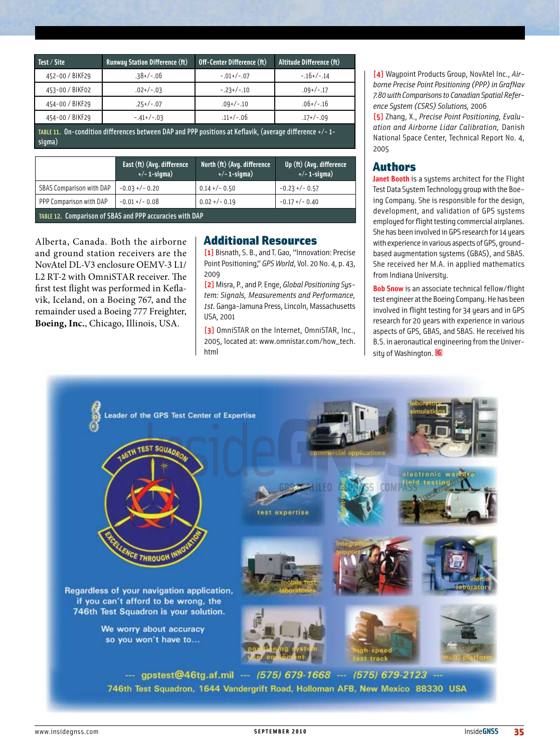| Test / Site | Runway Station Difference (ft) | Off-Center Difference (ft) | Altitude Difference (ft) |
|---|---|---|---|
| 452-00 / BIKF29 | .38+/-.06 | -.01+/-.07 | -.16+/-.14 |
| 453-00 / BIKF02 | .02+/-.03 | -.23+/-.10 | .09+/-.17 |
| 454-00 / BIKF29 | .25+/-.07 | .09+/-.10 | .06+/-.16 |
| 454-00 / BIKF29 | -.41+/-.03 | .11+/-.06 | .17+/-.09 |

TABLE 11. On-condition differences between DAP and PPP positions at Keflavik, (average difference +/- 1-sigma)

| | East (ft) (Avg. difference +/- 1-sigma) | North (ft) (Avg. difference +/- 1-sigma) | Up (ft) (Avg. difference +/- 1-sigma) |
|---|---|---|---|
| SBAS Comparison with DAP | -0.03 +/- 0.20 | 0.14 +/- 0.50 | -0.23 +/- 0.57 |
| PPP Comparison with DAP | -0.01 +/- 0.08 | 0.02 +/- 0.19 | -0.17 +/- 0.40 |

TABLE 12. Comparison of SBAS and PPP accuracies with DAP

Alberta, Canada. Both the airborne and ground station receivers are the NovAtel DL-V3 enclosure OEMV-3 L1/L2 RT-2 with OmniSTAR receiver. The first test flight was performed in Keflavik, Iceland, on a Boeing 767, and the remainder used a Boeing 777 Freighter, **Boeing, Inc.**, Chicago, Illinois, USA.

## Additional Resources

[1] Bisnath, S. B., and T. Gao, "Innovation: Precise Point Positioning," *GPS World*, Vol. 20 No. 4, p. 43, 2009

[2] Misra, P., and P. Enge, *Global Positioning System: Signals, Measurements and Performance, 1st.* Ganga-Jamuna Press, Lincoln, Massachusetts USA, 2001

[3] OmniSTAR on the Internet, OmniSTAR, Inc., 2005, located at: www.omnistar.com/how_tech.html

[4] Waypoint Products Group, NovAtel Inc., *Airborne Precise Point Positioning (PPP) in GrafNav 7.80 with Comparisons to Canadian Spatial Reference System (CSRS) Solutions,* 2006

[5] Zhang, X., *Precise Point Positioning, Evaluation and Airborne Lidar Calibration,* Danish National Space Center, Technical Report No. 4, 2005

## Authors

**Janet Booth** is a systems architect for the Flight Test Data System Technology group with the Boeing Company. She is responsible for the design, development, and validation of GPS systems employed for flight testing commercial airplanes. She has been involved in GPS research for 14 years with experience in various aspects of GPS, ground-based augmentation systems (GBAS), and SBAS. She received her M.A. in applied mathematics from Indiana University.

**Bob Snow** is an associate technical fellow/flight test engineer at the Boeing Company. He has been involved in flight testing for 34 years and in GPS research for 20 years with experience in various aspects of GPS, GBAS, and SBAS. He received his B.S. in aeronautical engineering from the University of Washington.